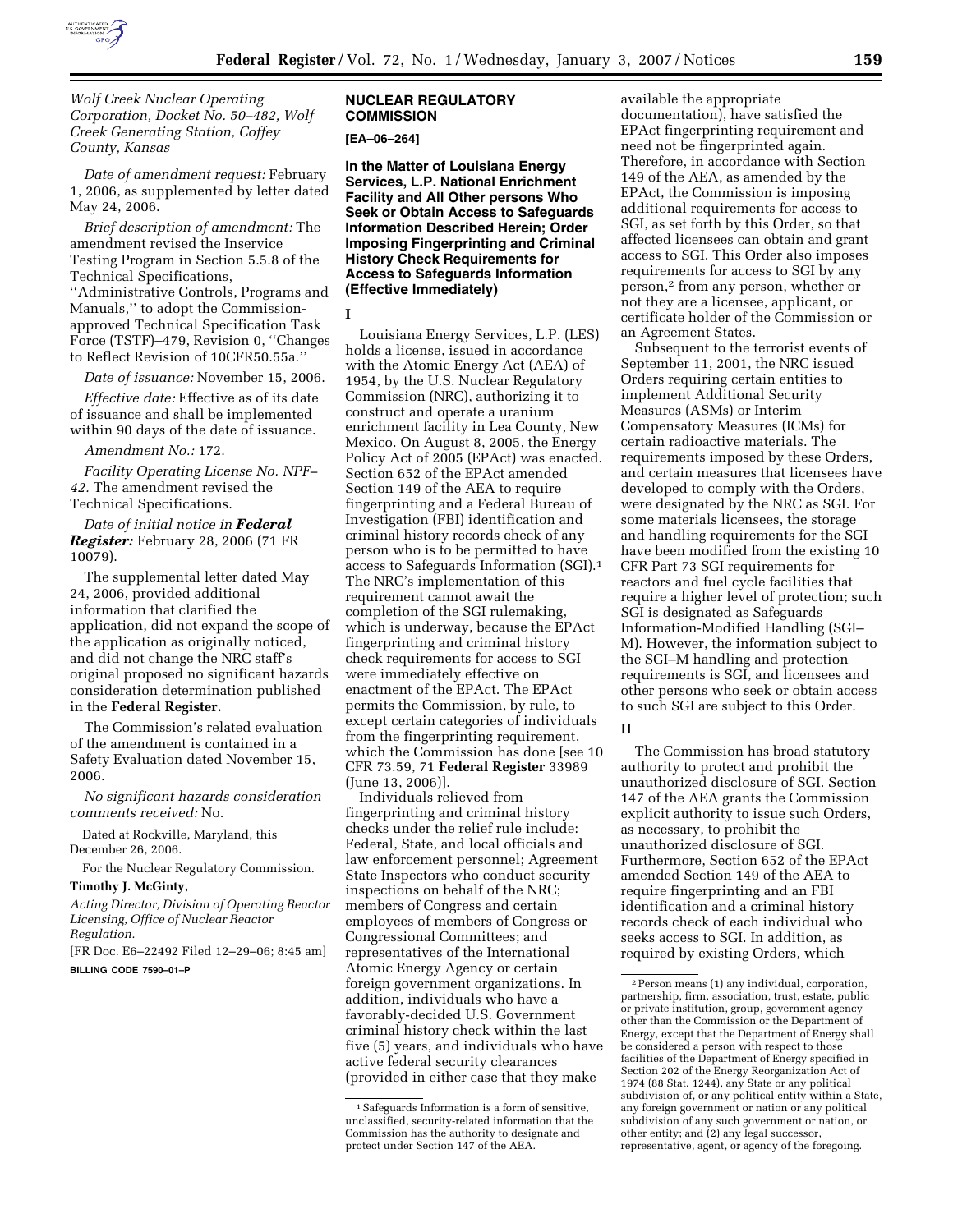*Wolf Creek Nuclear Operating Corporation, Docket No. 50–482, Wolf Creek Generating Station, Coffey County, Kansas*

*Date of amendment request:* February 1, 2006, as supplemented by letter dated May 24, 2006.

*Brief description of amendment:* The amendment revised the Inservice Testing Program in Section 5.5.8 of the Technical Specifications, ''Administrative Controls, Programs and Manuals,'' to adopt the Commission-approved Technical Specification Task Force (TSTF)–479, Revision 0, ''Changes to Reflect Revision of 10CFR50.55a.''

*Date of issuance:* November 15, 2006.

*Effective date:* Effective as of its date of issuance and shall be implemented within 90 days of the date of issuance.

*Amendment No.:* 172.

*Facility Operating License No. NPF–42.* The amendment revised the Technical Specifications.

*Date of initial notice in* ***Federal Register:*** February 28, 2006 (71 FR 10079).

The supplemental letter dated May 24, 2006, provided additional information that clarified the application, did not expand the scope of the application as originally noticed, and did not change the NRC staff's original proposed no significant hazards consideration determination published in the **Federal Register.**

The Commission's related evaluation of the amendment is contained in a Safety Evaluation dated November 15, 2006.

*No significant hazards consideration comments received:* No.

Dated at Rockville, Maryland, this December 26, 2006.

For the Nuclear Regulatory Commission.

**Timothy J. McGinty,**

*Acting Director, Division of Operating Reactor Licensing, Office of Nuclear Reactor Regulation.*

[FR Doc. E6–22492 Filed 12–29–06; 8:45 am]

**BILLING CODE 7590–01–P**

## NUCLEAR REGULATORY COMMISSION

**[EA–06–264]**

### In the Matter of Louisiana Energy Services, L.P. National Enrichment Facility and All Other persons Who Seek or Obtain Access to Safeguards Information Described Herein; Order Imposing Fingerprinting and Criminal History Check Requirements for Access to Safeguards Information (Effective Immediately)

**I**

Louisiana Energy Services, L.P. (LES) holds a license, issued in accordance with the Atomic Energy Act (AEA) of 1954, by the U.S. Nuclear Regulatory Commission (NRC), authorizing it to construct and operate a uranium enrichment facility in Lea County, New Mexico. On August 8, 2005, the Energy Policy Act of 2005 (EPAct) was enacted. Section 652 of the EPAct amended Section 149 of the AEA to require fingerprinting and a Federal Bureau of Investigation (FBI) identification and criminal history records check of any person who is to be permitted to have access to Safeguards Information (SGI).[1] The NRC's implementation of this requirement cannot await the completion of the SGI rulemaking, which is underway, because the EPAct fingerprinting and criminal history check requirements for access to SGI were immediately effective on enactment of the EPAct. The EPAct permits the Commission, by rule, to except certain categories of individuals from the fingerprinting requirement, which the Commission has done [see 10 CFR 73.59, 71 **Federal Register** 33989 (June 13, 2006)].

Individuals relieved from fingerprinting and criminal history checks under the relief rule include: Federal, State, and local officials and law enforcement personnel; Agreement State Inspectors who conduct security inspections on behalf of the NRC; members of Congress and certain employees of members of Congress or Congressional Committees; and representatives of the International Atomic Energy Agency or certain foreign government organizations. In addition, individuals who have a favorably-decided U.S. Government criminal history check within the last five (5) years, and individuals who have active federal security clearances (provided in either case that they make available the appropriate documentation), have satisfied the EPAct fingerprinting requirement and need not be fingerprinted again. Therefore, in accordance with Section 149 of the AEA, as amended by the EPAct, the Commission is imposing additional requirements for access to SGI, as set forth by this Order, so that affected licensees can obtain and grant access to SGI. This Order also imposes requirements for access to SGI by any person,[2] from any person, whether or not they are a licensee, applicant, or certificate holder of the Commission or an Agreement States.

Subsequent to the terrorist events of September 11, 2001, the NRC issued Orders requiring certain entities to implement Additional Security Measures (ASMs) or Interim Compensatory Measures (ICMs) for certain radioactive materials. The requirements imposed by these Orders, and certain measures that licensees have developed to comply with the Orders, were designated by the NRC as SGI. For some materials licensees, the storage and handling requirements for the SGI have been modified from the existing 10 CFR Part 73 SGI requirements for reactors and fuel cycle facilities that require a higher level of protection; such SGI is designated as Safeguards Information-Modified Handling (SGI–M). However, the information subject to the SGI–M handling and protection requirements is SGI, and licensees and other persons who seek or obtain access to such SGI are subject to this Order.

**II**

The Commission has broad statutory authority to protect and prohibit the unauthorized disclosure of SGI. Section 147 of the AEA grants the Commission explicit authority to issue such Orders, as necessary, to prohibit the unauthorized disclosure of SGI. Furthermore, Section 652 of the EPAct amended Section 149 of the AEA to require fingerprinting and an FBI identification and a criminal history records check of each individual who seeks access to SGI. In addition, as required by existing Orders, which

[1] Safeguards Information is a form of sensitive, unclassified, security-related information that the Commission has the authority to designate and protect under Section 147 of the AEA.

[2] Person means (1) any individual, corporation, partnership, firm, association, trust, estate, public or private institution, group, government agency other than the Commission or the Department of Energy, except that the Department of Energy shall be considered a person with respect to those facilities of the Department of Energy specified in Section 202 of the Energy Reorganization Act of 1974 (88 Stat. 1244), any State or any political subdivision of, or any political entity within a State, any foreign government or nation or any political subdivision of any such government or nation, or other entity; and (2) any legal successor, representative, agent, or agency of the foregoing.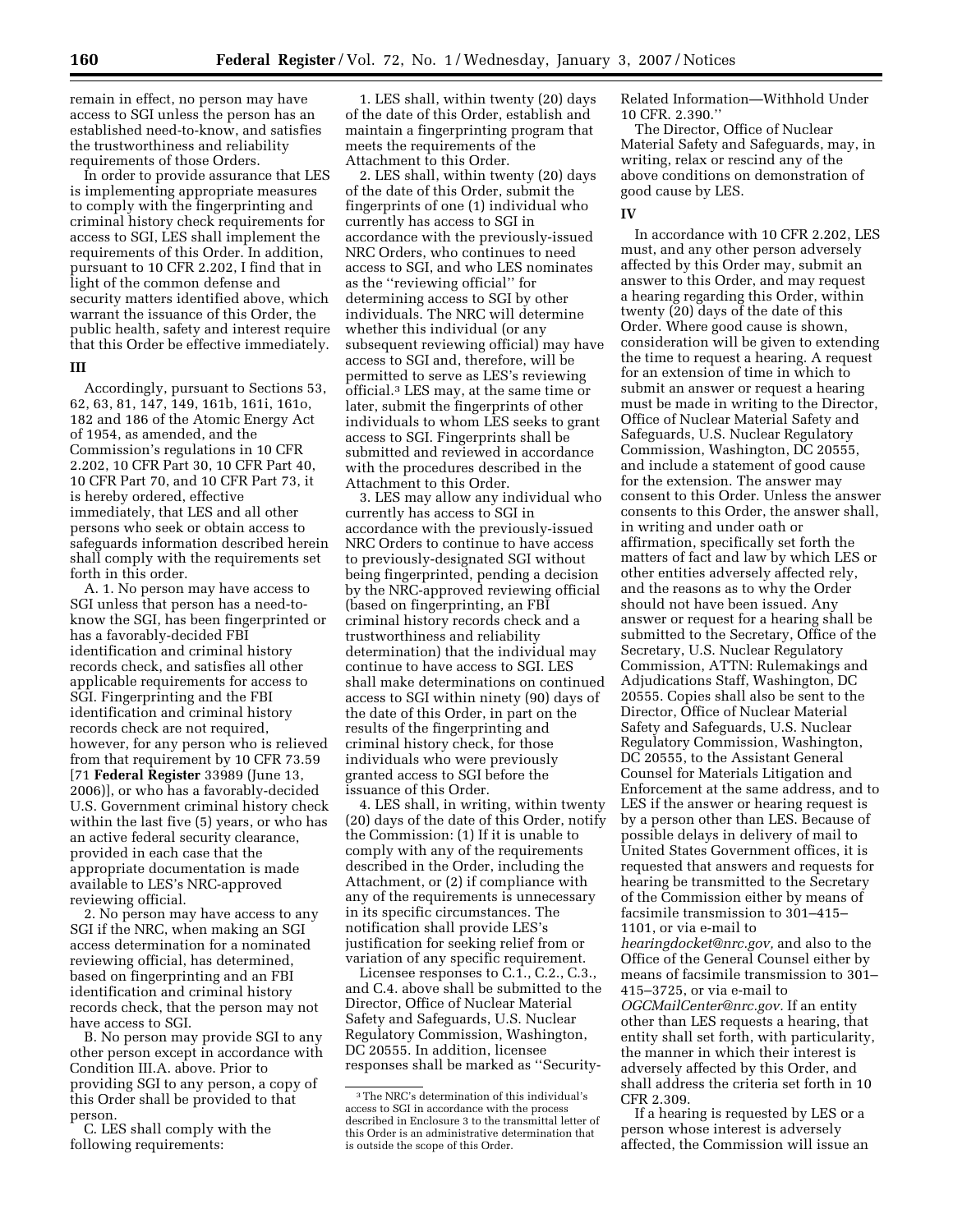remain in effect, no person may have access to SGI unless the person has an established need-to-know, and satisfies the trustworthiness and reliability requirements of those Orders.

In order to provide assurance that LES is implementing appropriate measures to comply with the fingerprinting and criminal history check requirements for access to SGI, LES shall implement the requirements of this Order. In addition, pursuant to 10 CFR 2.202, I find that in light of the common defense and security matters identified above, which warrant the issuance of this Order, the public health, safety and interest require that this Order be effective immediately.

## III

Accordingly, pursuant to Sections 53, 62, 63, 81, 147, 149, 161b, 161i, 161o, 182 and 186 of the Atomic Energy Act of 1954, as amended, and the Commission's regulations in 10 CFR 2.202, 10 CFR Part 30, 10 CFR Part 40, 10 CFR Part 70, and 10 CFR Part 73, it is hereby ordered, effective immediately, that LES and all other persons who seek or obtain access to safeguards information described herein shall comply with the requirements set forth in this order.

A. 1. No person may have access to SGI unless that person has a need-to-know the SGI, has been fingerprinted or has a favorably-decided FBI identification and criminal history records check, and satisfies all other applicable requirements for access to SGI. Fingerprinting and the FBI identification and criminal history records check are not required, however, for any person who is relieved from that requirement by 10 CFR 73.59 [71 **Federal Register** 33989 (June 13, 2006)], or who has a favorably-decided U.S. Government criminal history check within the last five (5) years, or who has an active federal security clearance, provided in each case that the appropriate documentation is made available to LES's NRC-approved reviewing official.

2. No person may have access to any SGI if the NRC, when making an SGI access determination for a nominated reviewing official, has determined, based on fingerprinting and an FBI identification and criminal history records check, that the person may not have access to SGI.

B. No person may provide SGI to any other person except in accordance with Condition III.A. above. Prior to providing SGI to any person, a copy of this Order shall be provided to that person.

C. LES shall comply with the following requirements:

1. LES shall, within twenty (20) days of the date of this Order, establish and maintain a fingerprinting program that meets the requirements of the Attachment to this Order.

2. LES shall, within twenty (20) days of the date of this Order, submit the fingerprints of one (1) individual who currently has access to SGI in accordance with the previously-issued NRC Orders, who continues to need access to SGI, and who LES nominates as the "reviewing official" for determining access to SGI by other individuals. The NRC will determine whether this individual (or any subsequent reviewing official) may have access to SGI and, therefore, will be permitted to serve as LES's reviewing official.[3] LES may, at the same time or later, submit the fingerprints of other individuals to whom LES seeks to grant access to SGI. Fingerprints shall be submitted and reviewed in accordance with the procedures described in the Attachment to this Order.

3. LES may allow any individual who currently has access to SGI in accordance with the previously-issued NRC Orders to continue to have access to previously-designated SGI without being fingerprinted, pending a decision by the NRC-approved reviewing official (based on fingerprinting, an FBI criminal history records check and a trustworthiness and reliability determination) that the individual may continue to have access to SGI. LES shall make determinations on continued access to SGI within ninety (90) days of the date of this Order, in part on the results of the fingerprinting and criminal history check, for those individuals who were previously granted access to SGI before the issuance of this Order.

4. LES shall, in writing, within twenty (20) days of the date of this Order, notify the Commission: (1) If it is unable to comply with any of the requirements described in the Order, including the Attachment, or (2) if compliance with any of the requirements is unnecessary in its specific circumstances. The notification shall provide LES's justification for seeking relief from or variation of any specific requirement.

Licensee responses to C.1., C.2., C.3., and C.4. above shall be submitted to the Director, Office of Nuclear Material Safety and Safeguards, U.S. Nuclear Regulatory Commission, Washington, DC 20555. In addition, licensee responses shall be marked as "Security-Related Information—Withhold Under 10 CFR. 2.390."

The Director, Office of Nuclear Material Safety and Safeguards, may, in writing, relax or rescind any of the above conditions on demonstration of good cause by LES.

## IV

In accordance with 10 CFR 2.202, LES must, and any other person adversely affected by this Order may, submit an answer to this Order, and may request a hearing regarding this Order, within twenty (20) days of the date of this Order. Where good cause is shown, consideration will be given to extending the time to request a hearing. A request for an extension of time in which to submit an answer or request a hearing must be made in writing to the Director, Office of Nuclear Material Safety and Safeguards, U.S. Nuclear Regulatory Commission, Washington, DC 20555, and include a statement of good cause for the extension. The answer may consent to this Order. Unless the answer consents to this Order, the answer shall, in writing and under oath or affirmation, specifically set forth the matters of fact and law by which LES or other entities adversely affected rely, and the reasons as to why the Order should not have been issued. Any answer or request for a hearing shall be submitted to the Secretary, Office of the Secretary, U.S. Nuclear Regulatory Commission, ATTN: Rulemakings and Adjudications Staff, Washington, DC 20555. Copies shall also be sent to the Director, Office of Nuclear Material Safety and Safeguards, U.S. Nuclear Regulatory Commission, Washington, DC 20555, to the Assistant General Counsel for Materials Litigation and Enforcement at the same address, and to LES if the answer or hearing request is by a person other than LES. Because of possible delays in delivery of mail to United States Government offices, it is requested that answers and requests for hearing be transmitted to the Secretary of the Commission either by means of facsimile transmission to 301–415–1101, or via e-mail to *hearingdocket@nrc.gov,* and also to the Office of the General Counsel either by means of facsimile transmission to 301–415–3725, or via e-mail to *OGCMailCenter@nrc.gov.* If an entity other than LES requests a hearing, that entity shall set forth, with particularity, the manner in which their interest is adversely affected by this Order, and shall address the criteria set forth in 10 CFR 2.309.

If a hearing is requested by LES or a person whose interest is adversely affected, the Commission will issue an

[3] The NRC's determination of this individual's access to SGI in accordance with the process described in Enclosure 3 to the transmittal letter of this Order is an administrative determination that is outside the scope of this Order.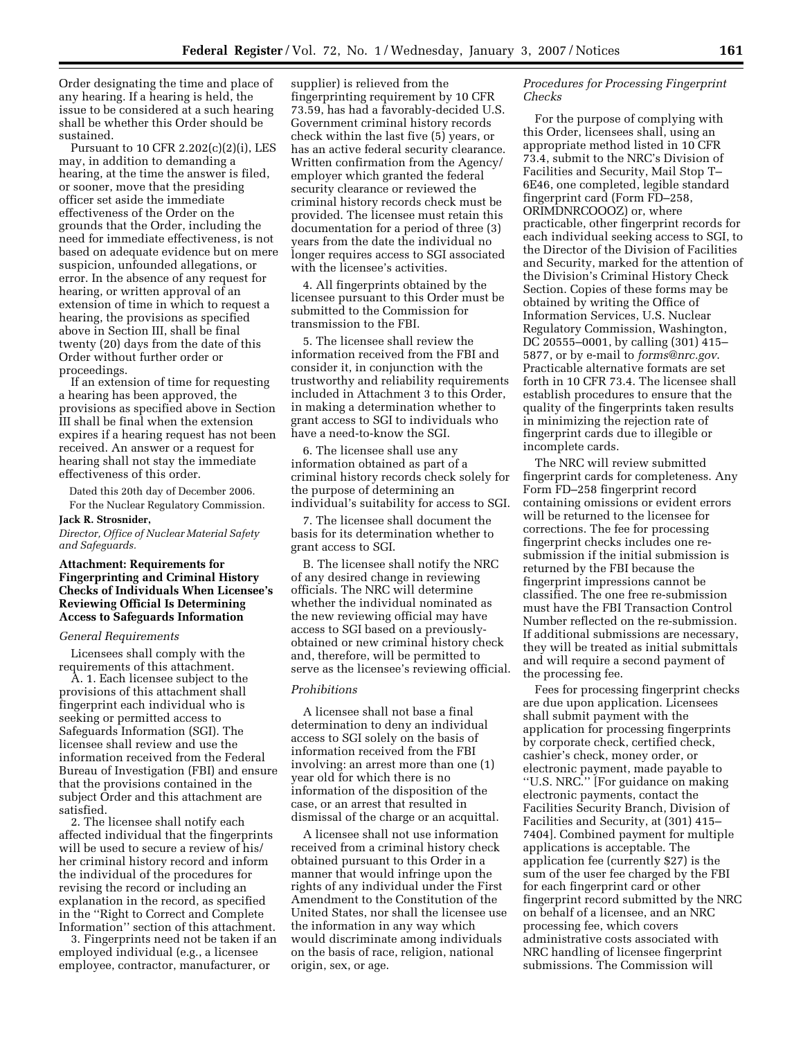Order designating the time and place of any hearing. If a hearing is held, the issue to be considered at a such hearing shall be whether this Order should be sustained.

Pursuant to 10 CFR 2.202(c)(2)(i), LES may, in addition to demanding a hearing, at the time the answer is filed, or sooner, move that the presiding officer set aside the immediate effectiveness of the Order on the grounds that the Order, including the need for immediate effectiveness, is not based on adequate evidence but on mere suspicion, unfounded allegations, or error. In the absence of any request for hearing, or written approval of an extension of time in which to request a hearing, the provisions as specified above in Section III, shall be final twenty (20) days from the date of this Order without further order or proceedings.

If an extension of time for requesting a hearing has been approved, the provisions as specified above in Section III shall be final when the extension expires if a hearing request has not been received. An answer or a request for hearing shall not stay the immediate effectiveness of this order.

Dated this 20th day of December 2006.

For the Nuclear Regulatory Commission.

**Jack R. Strosnider,**

*Director, Office of Nuclear Material Safety and Safeguards.*

## Attachment: Requirements for Fingerprinting and Criminal History Checks of Individuals When Licensee's Reviewing Official Is Determining Access to Safeguards Information

*General Requirements*

Licensees shall comply with the requirements of this attachment.

A. 1. Each licensee subject to the provisions of this attachment shall fingerprint each individual who is seeking or permitted access to Safeguards Information (SGI). The licensee shall review and use the information received from the Federal Bureau of Investigation (FBI) and ensure that the provisions contained in the subject Order and this attachment are satisfied.

2. The licensee shall notify each affected individual that the fingerprints will be used to secure a review of his/her criminal history record and inform the individual of the procedures for revising the record or including an explanation in the record, as specified in the ''Right to Correct and Complete Information'' section of this attachment.

3. Fingerprints need not be taken if an employed individual (e.g., a licensee employee, contractor, manufacturer, or supplier) is relieved from the fingerprinting requirement by 10 CFR 73.59, has had a favorably-decided U.S. Government criminal history records check within the last five (5) years, or has an active federal security clearance. Written confirmation from the Agency/employer which granted the federal security clearance or reviewed the criminal history records check must be provided. The licensee must retain this documentation for a period of three (3) years from the date the individual no longer requires access to SGI associated with the licensee's activities.

4. All fingerprints obtained by the licensee pursuant to this Order must be submitted to the Commission for transmission to the FBI.

5. The licensee shall review the information received from the FBI and consider it, in conjunction with the trustworthy and reliability requirements included in Attachment 3 to this Order, in making a determination whether to grant access to SGI to individuals who have a need-to-know the SGI.

6. The licensee shall use any information obtained as part of a criminal history records check solely for the purpose of determining an individual's suitability for access to SGI.

7. The licensee shall document the basis for its determination whether to grant access to SGI.

B. The licensee shall notify the NRC of any desired change in reviewing officials. The NRC will determine whether the individual nominated as the new reviewing official may have access to SGI based on a previously-obtained or new criminal history check and, therefore, will be permitted to serve as the licensee's reviewing official.

*Prohibitions*

A licensee shall not base a final determination to deny an individual access to SGI solely on the basis of information received from the FBI involving: an arrest more than one (1) year old for which there is no information of the disposition of the case, or an arrest that resulted in dismissal of the charge or an acquittal.

A licensee shall not use information received from a criminal history check obtained pursuant to this Order in a manner that would infringe upon the rights of any individual under the First Amendment to the Constitution of the United States, nor shall the licensee use the information in any way which would discriminate among individuals on the basis of race, religion, national origin, sex, or age.

*Procedures for Processing Fingerprint Checks*

For the purpose of complying with this Order, licensees shall, using an appropriate method listed in 10 CFR 73.4, submit to the NRC's Division of Facilities and Security, Mail Stop T–6E46, one completed, legible standard fingerprint card (Form FD–258, ORIMDNRCOOOZ) or, where practicable, other fingerprint records for each individual seeking access to SGI, to the Director of the Division of Facilities and Security, marked for the attention of the Division's Criminal History Check Section. Copies of these forms may be obtained by writing the Office of Information Services, U.S. Nuclear Regulatory Commission, Washington, DC 20555–0001, by calling (301) 415–5877, or by e-mail to *forms@nrc.gov*. Practicable alternative formats are set forth in 10 CFR 73.4. The licensee shall establish procedures to ensure that the quality of the fingerprints taken results in minimizing the rejection rate of fingerprint cards due to illegible or incomplete cards.

The NRC will review submitted fingerprint cards for completeness. Any Form FD–258 fingerprint record containing omissions or evident errors will be returned to the licensee for corrections. The fee for processing fingerprint checks includes one re-submission if the initial submission is returned by the FBI because the fingerprint impressions cannot be classified. The one free re-submission must have the FBI Transaction Control Number reflected on the re-submission. If additional submissions are necessary, they will be treated as initial submittals and will require a second payment of the processing fee.

Fees for processing fingerprint checks are due upon application. Licensees shall submit payment with the application for processing fingerprints by corporate check, certified check, cashier's check, money order, or electronic payment, made payable to ''U.S. NRC.'' [For guidance on making electronic payments, contact the Facilities Security Branch, Division of Facilities and Security, at (301) 415–7404]. Combined payment for multiple applications is acceptable. The application fee (currently $27) is the sum of the user fee charged by the FBI for each fingerprint card or other fingerprint record submitted by the NRC on behalf of a licensee, and an NRC processing fee, which covers administrative costs associated with NRC handling of licensee fingerprint submissions. The Commission will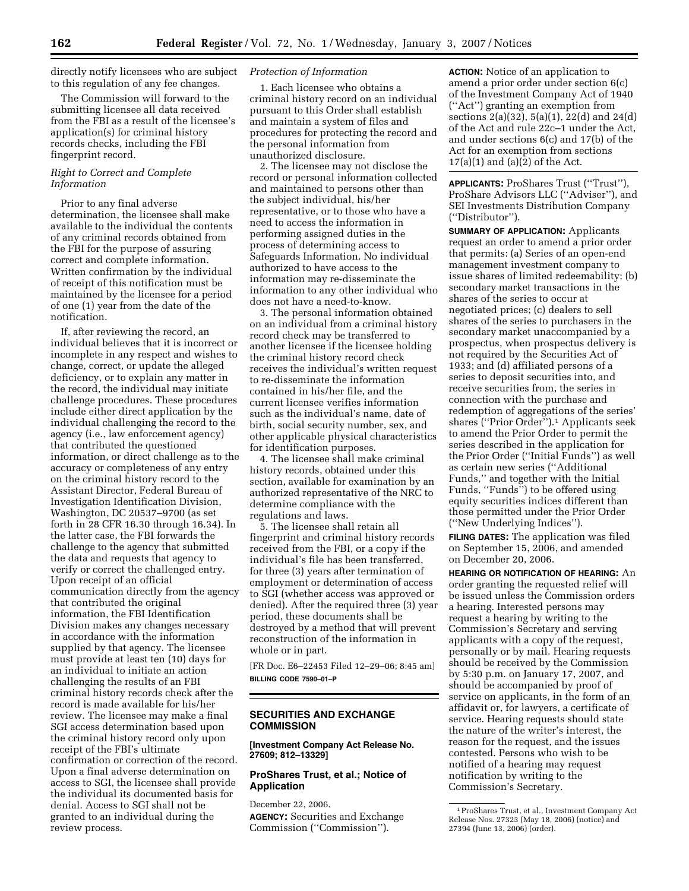directly notify licensees who are subject to this regulation of any fee changes.

The Commission will forward to the submitting licensee all data received from the FBI as a result of the licensee's application(s) for criminal history records checks, including the FBI fingerprint record.

*Right to Correct and Complete Information*

Prior to any final adverse determination, the licensee shall make available to the individual the contents of any criminal records obtained from the FBI for the purpose of assuring correct and complete information. Written confirmation by the individual of receipt of this notification must be maintained by the licensee for a period of one (1) year from the date of the notification.

If, after reviewing the record, an individual believes that it is incorrect or incomplete in any respect and wishes to change, correct, or update the alleged deficiency, or to explain any matter in the record, the individual may initiate challenge procedures. These procedures include either direct application by the individual challenging the record to the agency (i.e., law enforcement agency) that contributed the questioned information, or direct challenge as to the accuracy or completeness of any entry on the criminal history record to the Assistant Director, Federal Bureau of Investigation Identification Division, Washington, DC 20537–9700 (as set forth in 28 CFR 16.30 through 16.34). In the latter case, the FBI forwards the challenge to the agency that submitted the data and requests that agency to verify or correct the challenged entry. Upon receipt of an official communication directly from the agency that contributed the original information, the FBI Identification Division makes any changes necessary in accordance with the information supplied by that agency. The licensee must provide at least ten (10) days for an individual to initiate an action challenging the results of an FBI criminal history records check after the record is made available for his/her review. The licensee may make a final SGI access determination based upon the criminal history record only upon receipt of the FBI's ultimate confirmation or correction of the record. Upon a final adverse determination on access to SGI, the licensee shall provide the individual its documented basis for denial. Access to SGI shall not be granted to an individual during the review process.

*Protection of Information*

1. Each licensee who obtains a criminal history record on an individual pursuant to this Order shall establish and maintain a system of files and procedures for protecting the record and the personal information from unauthorized disclosure.

2. The licensee may not disclose the record or personal information collected and maintained to persons other than the subject individual, his/her representative, or to those who have a need to access the information in performing assigned duties in the process of determining access to Safeguards Information. No individual authorized to have access to the information may re-disseminate the information to any other individual who does not have a need-to-know.

3. The personal information obtained on an individual from a criminal history record check may be transferred to another licensee if the licensee holding the criminal history record check receives the individual's written request to re-disseminate the information contained in his/her file, and the current licensee verifies information such as the individual's name, date of birth, social security number, sex, and other applicable physical characteristics for identification purposes.

4. The licensee shall make criminal history records, obtained under this section, available for examination by an authorized representative of the NRC to determine compliance with the regulations and laws.

5. The licensee shall retain all fingerprint and criminal history records received from the FBI, or a copy if the individual's file has been transferred, for three (3) years after termination of employment or determination of access to SGI (whether access was approved or denied). After the required three (3) year period, these documents shall be destroyed by a method that will prevent reconstruction of the information in whole or in part.

[FR Doc. E6–22453 Filed 12–29–06; 8:45 am]

**BILLING CODE 7590–01–P**

## SECURITIES AND EXCHANGE COMMISSION

**[Investment Company Act Release No. 27609; 812–13329]**

### ProShares Trust, et al.; Notice of Application

December 22, 2006.

**AGENCY:** Securities and Exchange Commission (''Commission'').

**ACTION:** Notice of an application to amend a prior order under section 6(c) of the Investment Company Act of 1940 (''Act'') granting an exemption from sections 2(a)(32), 5(a)(1), 22(d) and 24(d) of the Act and rule 22c–1 under the Act, and under sections 6(c) and 17(b) of the Act for an exemption from sections 17(a)(1) and (a)(2) of the Act.

**APPLICANTS:** ProShares Trust (''Trust''), ProShare Advisors LLC (''Adviser''), and SEI Investments Distribution Company (''Distributor'').

**SUMMARY OF APPLICATION:** Applicants request an order to amend a prior order that permits: (a) Series of an open-end management investment company to issue shares of limited redeemability; (b) secondary market transactions in the shares of the series to occur at negotiated prices; (c) dealers to sell shares of the series to purchasers in the secondary market unaccompanied by a prospectus, when prospectus delivery is not required by the Securities Act of 1933; and (d) affiliated persons of a series to deposit securities into, and receive securities from, the series in connection with the purchase and redemption of aggregations of the series' shares (''Prior Order'').[1] Applicants seek to amend the Prior Order to permit the series described in the application for the Prior Order (''Initial Funds'') as well as certain new series (''Additional Funds,'' and together with the Initial Funds, ''Funds'') to be offered using equity securities indices different than those permitted under the Prior Order (''New Underlying Indices'').

**FILING DATES:** The application was filed on September 15, 2006, and amended on December 20, 2006.

**HEARING OR NOTIFICATION OF HEARING:** An order granting the requested relief will be issued unless the Commission orders a hearing. Interested persons may request a hearing by writing to the Commission's Secretary and serving applicants with a copy of the request, personally or by mail. Hearing requests should be received by the Commission by 5:30 p.m. on January 17, 2007, and should be accompanied by proof of service on applicants, in the form of an affidavit or, for lawyers, a certificate of service. Hearing requests should state the nature of the writer's interest, the reason for the request, and the issues contested. Persons who wish to be notified of a hearing may request notification by writing to the Commission's Secretary.

[1] ProShares Trust, et al., Investment Company Act Release Nos. 27323 (May 18, 2006) (notice) and 27394 (June 13, 2006) (order).